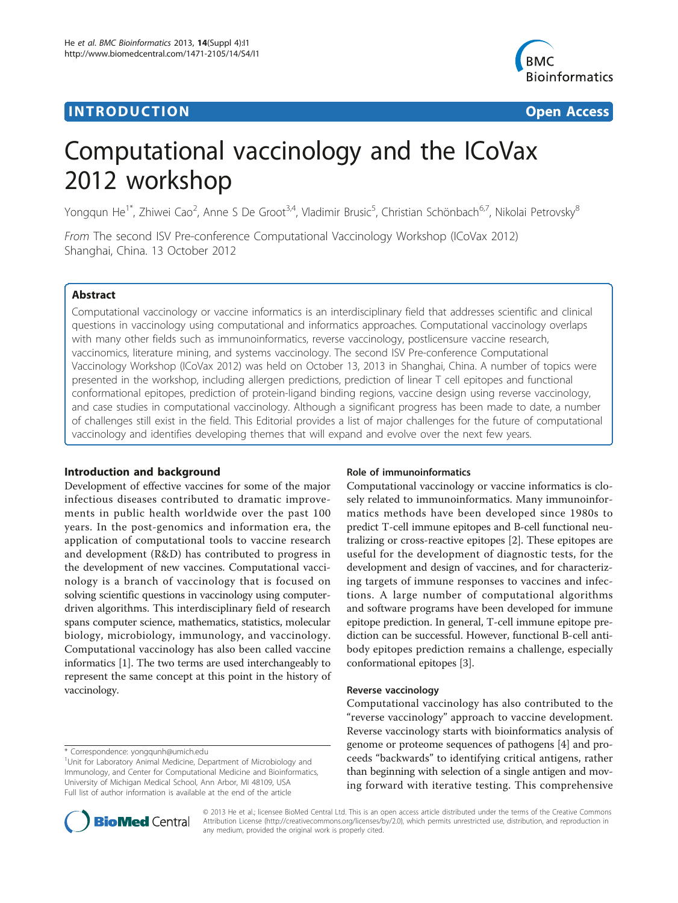INTRODUCTION Open Access

# Computational vaccinology and the ICoVax 2012 workshop

Yongqun He[1*], Zhiwei Cao[2], Anne S De Groot[3,4], Vladimir Brusic[5], Christian Schönbach[6,7], Nikolai Petrovsky[8]

*From* The second ISV Pre-conference Computational Vaccinology Workshop (ICoVax 2012)
Shanghai, China. 13 October 2012

## Abstract

Computational vaccinology or vaccine informatics is an interdisciplinary field that addresses scientific and clinical questions in vaccinology using computational and informatics approaches. Computational vaccinology overlaps with many other fields such as immunoinformatics, reverse vaccinology, postlicensure vaccine research, vaccinomics, literature mining, and systems vaccinology. The second ISV Pre-conference Computational Vaccinology Workshop (ICoVax 2012) was held on October 13, 2013 in Shanghai, China. A number of topics were presented in the workshop, including allergen predictions, prediction of linear T cell epitopes and functional conformational epitopes, prediction of protein-ligand binding regions, vaccine design using reverse vaccinology, and case studies in computational vaccinology. Although a significant progress has been made to date, a number of challenges still exist in the field. This Editorial provides a list of major challenges for the future of computational vaccinology and identifies developing themes that will expand and evolve over the next few years.

## Introduction and background

Development of effective vaccines for some of the major infectious diseases contributed to dramatic improvements in public health worldwide over the past 100 years. In the post-genomics and information era, the application of computational tools to vaccine research and development (R&D) has contributed to progress in the development of new vaccines. Computational vaccinology is a branch of vaccinology that is focused on solving scientific questions in vaccinology using computer-driven algorithms. This interdisciplinary field of research spans computer science, mathematics, statistics, molecular biology, microbiology, immunology, and vaccinology. Computational vaccinology has also been called vaccine informatics [1]. The two terms are used interchangeably to represent the same concept at this point in the history of vaccinology.

### Role of immunoinformatics

Computational vaccinology or vaccine informatics is closely related to immunoinformatics. Many immunoinformatics methods have been developed since 1980s to predict T-cell immune epitopes and B-cell functional neutralizing or cross-reactive epitopes [2]. These epitopes are useful for the development of diagnostic tests, for the development and design of vaccines, and for characterizing targets of immune responses to vaccines and infections. A large number of computational algorithms and software programs have been developed for immune epitope prediction. In general, T-cell immune epitope prediction can be successful. However, functional B-cell antibody epitopes prediction remains a challenge, especially conformational epitopes [3].

### Reverse vaccinology

Computational vaccinology has also contributed to the "reverse vaccinology" approach to vaccine development. Reverse vaccinology starts with bioinformatics analysis of genome or proteome sequences of pathogens [4] and proceeds "backwards" to identifying critical antigens, rather than beginning with selection of a single antigen and moving forward with iterative testing. This comprehensive

\* Correspondence: yongqunh@umich.edu
[1]Unit for Laboratory Animal Medicine, Department of Microbiology and Immunology, and Center for Computational Medicine and Bioinformatics, University of Michigan Medical School, Ann Arbor, MI 48109, USA
Full list of author information is available at the end of the article

© 2013 He et al.; licensee BioMed Central Ltd. This is an open access article distributed under the terms of the Creative Commons Attribution License (http://creativecommons.org/licenses/by/2.0), which permits unrestricted use, distribution, and reproduction in any medium, provided the original work is properly cited.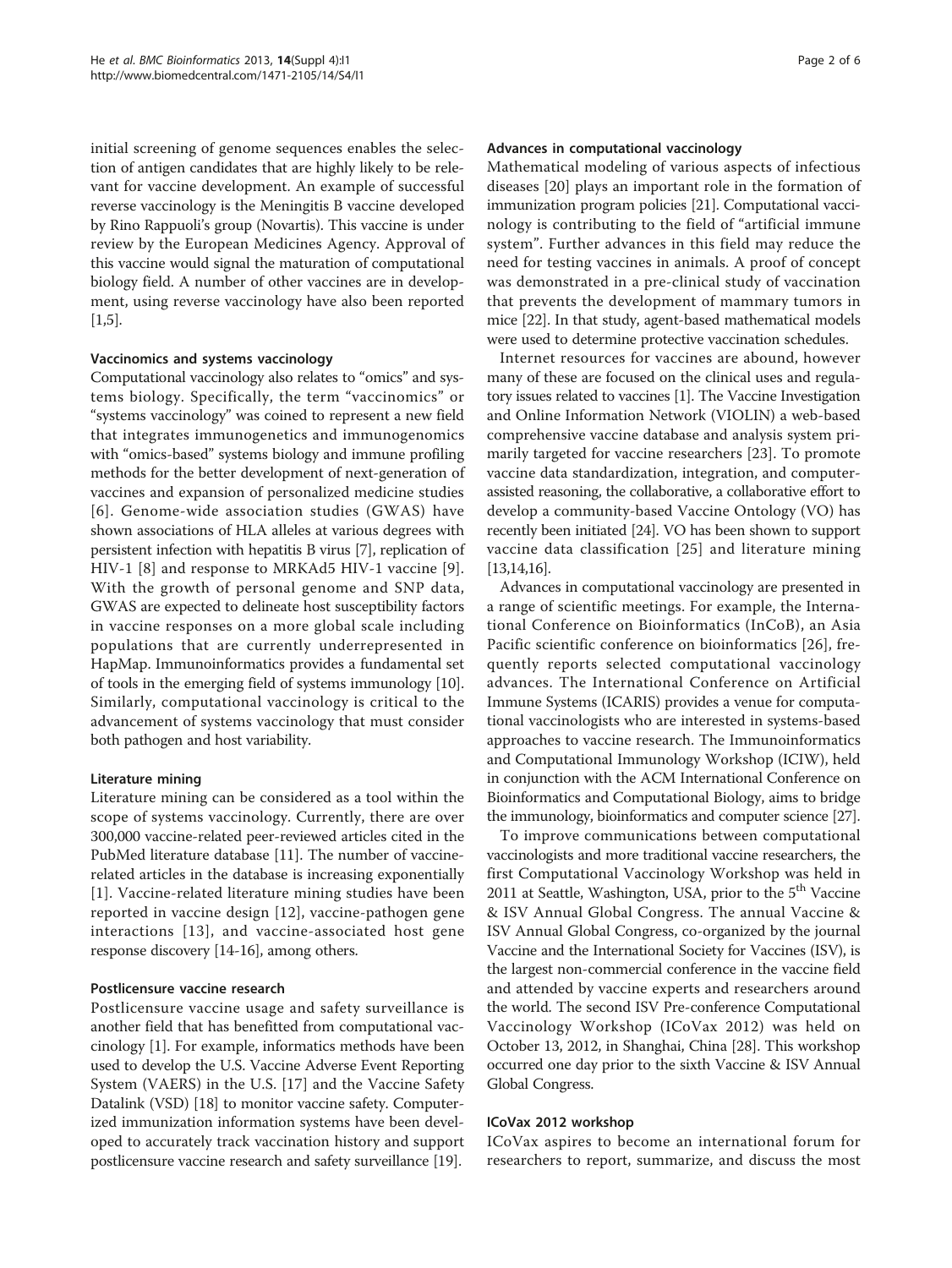initial screening of genome sequences enables the selection of antigen candidates that are highly likely to be relevant for vaccine development. An example of successful reverse vaccinology is the Meningitis B vaccine developed by Rino Rappuoli's group (Novartis). This vaccine is under review by the European Medicines Agency. Approval of this vaccine would signal the maturation of computational biology field. A number of other vaccines are in development, using reverse vaccinology have also been reported [1,5].

#### Vaccinomics and systems vaccinology

Computational vaccinology also relates to "omics" and systems biology. Specifically, the term "vaccinomics" or "systems vaccinology" was coined to represent a new field that integrates immunogenetics and immunogenomics with "omics-based" systems biology and immune profiling methods for the better development of next-generation of vaccines and expansion of personalized medicine studies [6]. Genome-wide association studies (GWAS) have shown associations of HLA alleles at various degrees with persistent infection with hepatitis B virus [7], replication of HIV-1 [8] and response to MRKAd5 HIV-1 vaccine [9]. With the growth of personal genome and SNP data, GWAS are expected to delineate host susceptibility factors in vaccine responses on a more global scale including populations that are currently underrepresented in HapMap. Immunoinformatics provides a fundamental set of tools in the emerging field of systems immunology [10]. Similarly, computational vaccinology is critical to the advancement of systems vaccinology that must consider both pathogen and host variability.

#### Literature mining

Literature mining can be considered as a tool within the scope of systems vaccinology. Currently, there are over 300,000 vaccine-related peer-reviewed articles cited in the PubMed literature database [11]. The number of vaccine-related articles in the database is increasing exponentially [1]. Vaccine-related literature mining studies have been reported in vaccine design [12], vaccine-pathogen gene interactions [13], and vaccine-associated host gene response discovery [14-16], among others.

#### Postlicensure vaccine research

Postlicensure vaccine usage and safety surveillance is another field that has benefitted from computational vaccinology [1]. For example, informatics methods have been used to develop the U.S. Vaccine Adverse Event Reporting System (VAERS) in the U.S. [17] and the Vaccine Safety Datalink (VSD) [18] to monitor vaccine safety. Computerized immunization information systems have been developed to accurately track vaccination history and support postlicensure vaccine research and safety surveillance [19].

#### Advances in computational vaccinology

Mathematical modeling of various aspects of infectious diseases [20] plays an important role in the formation of immunization program policies [21]. Computational vaccinology is contributing to the field of "artificial immune system". Further advances in this field may reduce the need for testing vaccines in animals. A proof of concept was demonstrated in a pre-clinical study of vaccination that prevents the development of mammary tumors in mice [22]. In that study, agent-based mathematical models were used to determine protective vaccination schedules.

Internet resources for vaccines are abound, however many of these are focused on the clinical uses and regulatory issues related to vaccines [1]. The Vaccine Investigation and Online Information Network (VIOLIN) a web-based comprehensive vaccine database and analysis system primarily targeted for vaccine researchers [23]. To promote vaccine data standardization, integration, and computer-assisted reasoning, the collaborative, a collaborative effort to develop a community-based Vaccine Ontology (VO) has recently been initiated [24]. VO has been shown to support vaccine data classification [25] and literature mining [13,14,16].

Advances in computational vaccinology are presented in a range of scientific meetings. For example, the International Conference on Bioinformatics (InCoB), an Asia Pacific scientific conference on bioinformatics [26], frequently reports selected computational vaccinology advances. The International Conference on Artificial Immune Systems (ICARIS) provides a venue for computational vaccinologists who are interested in systems-based approaches to vaccine research. The Immunoinformatics and Computational Immunology Workshop (ICIW), held in conjunction with the ACM International Conference on Bioinformatics and Computational Biology, aims to bridge the immunology, bioinformatics and computer science [27].

To improve communications between computational vaccinologists and more traditional vaccine researchers, the first Computational Vaccinology Workshop was held in 2011 at Seattle, Washington, USA, prior to the 5th Vaccine & ISV Annual Global Congress. The annual Vaccine & ISV Annual Global Congress, co-organized by the journal Vaccine and the International Society for Vaccines (ISV), is the largest non-commercial conference in the vaccine field and attended by vaccine experts and researchers around the world. The second ISV Pre-conference Computational Vaccinology Workshop (ICoVax 2012) was held on October 13, 2012, in Shanghai, China [28]. This workshop occurred one day prior to the sixth Vaccine & ISV Annual Global Congress.

#### ICoVax 2012 workshop

ICoVax aspires to become an international forum for researchers to report, summarize, and discuss the most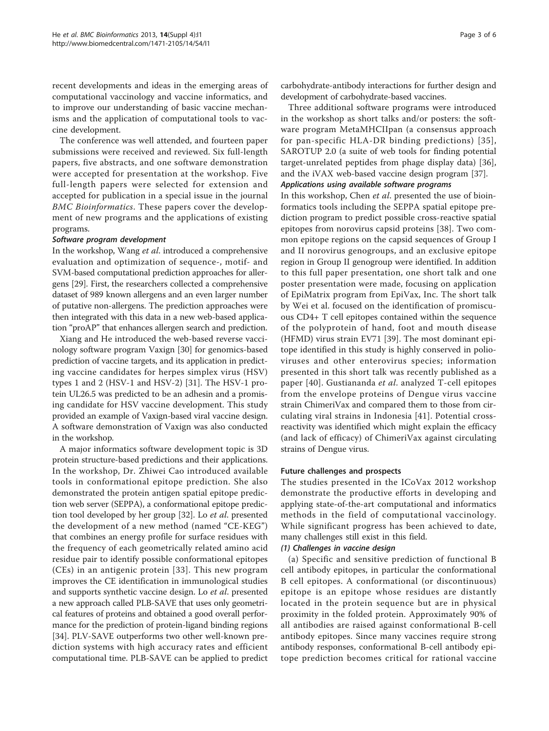recent developments and ideas in the emerging areas of computational vaccinology and vaccine informatics, and to improve our understanding of basic vaccine mechanisms and the application of computational tools to vaccine development.

The conference was well attended, and fourteen paper submissions were received and reviewed. Six full-length papers, five abstracts, and one software demonstration were accepted for presentation at the workshop. Five full-length papers were selected for extension and accepted for publication in a special issue in the journal *BMC Bioinformatics*. These papers cover the development of new programs and the applications of existing programs.

#### *Software program development*

In the workshop, Wang *et al*. introduced a comprehensive evaluation and optimization of sequence-, motif- and SVM-based computational prediction approaches for allergens [29]. First, the researchers collected a comprehensive dataset of 989 known allergens and an even larger number of putative non-allergens. The prediction approaches were then integrated with this data in a new web-based application "proAP" that enhances allergen search and prediction.

Xiang and He introduced the web-based reverse vaccinology software program Vaxign [30] for genomics-based prediction of vaccine targets, and its application in predicting vaccine candidates for herpes simplex virus (HSV) types 1 and 2 (HSV-1 and HSV-2) [31]. The HSV-1 protein UL26.5 was predicted to be an adhesin and a promising candidate for HSV vaccine development. This study provided an example of Vaxign-based viral vaccine design. A software demonstration of Vaxign was also conducted in the workshop.

A major informatics software development topic is 3D protein structure-based predictions and their applications. In the workshop, Dr. Zhiwei Cao introduced available tools in conformational epitope prediction. She also demonstrated the protein antigen spatial epitope prediction web server (SEPPA), a conformational epitope prediction tool developed by her group [32]. Lo *et al*. presented the development of a new method (named "CE-KEG") that combines an energy profile for surface residues with the frequency of each geometrically related amino acid residue pair to identify possible conformational epitopes (CEs) in an antigenic protein [33]. This new program improves the CE identification in immunological studies and supports synthetic vaccine design. Lo *et al*. presented a new approach called PLB-SAVE that uses only geometrical features of proteins and obtained a good overall performance for the prediction of protein-ligand binding regions [34]. PLV-SAVE outperforms two other well-known prediction systems with high accuracy rates and efficient computational time. PLB-SAVE can be applied to predict carbohydrate-antibody interactions for further design and development of carbohydrate-based vaccines.

Three additional software programs were introduced in the workshop as short talks and/or posters: the software program MetaMHCIIpan (a consensus approach for pan-specific HLA-DR binding predictions) [35], SAROTUP 2.0 (a suite of web tools for finding potential target-unrelated peptides from phage display data) [36], and the iVAX web-based vaccine design program [37].

#### *Applications using available software programs*

In this workshop, Chen *et al*. presented the use of bioinformatics tools including the SEPPA spatial epitope prediction program to predict possible cross-reactive spatial epitopes from norovirus capsid proteins [38]. Two common epitope regions on the capsid sequences of Group I and II norovirus genogroups, and an exclusive epitope region in Group II genogroup were identified. In addition to this full paper presentation, one short talk and one poster presentation were made, focusing on application of EpiMatrix program from EpiVax, Inc. The short talk by Wei et al. focused on the identification of promiscuous CD4+ T cell epitopes contained within the sequence of the polyprotein of hand, foot and mouth disease (HFMD) virus strain EV71 [39]. The most dominant epitope identified in this study is highly conserved in polioviruses and other enterovirus species; information presented in this short talk was recently published as a paper [40]. Gustiananda *et al*. analyzed T-cell epitopes from the envelope proteins of Dengue virus vaccine strain ChimeriVax and compared them to those from circulating viral strains in Indonesia [41]. Potential cross-reactivity was identified which might explain the efficacy (and lack of efficacy) of ChimeriVax against circulating strains of Dengue virus.

### Future challenges and prospects

The studies presented in the ICoVax 2012 workshop demonstrate the productive efforts in developing and applying state-of-the-art computational and informatics methods in the field of computational vaccinology. While significant progress has been achieved to date, many challenges still exist in this field.

#### *(1) Challenges in vaccine design*

(a) Specific and sensitive prediction of functional B cell antibody epitopes, in particular the conformational B cell epitopes. A conformational (or discontinuous) epitope is an epitope whose residues are distantly located in the protein sequence but are in physical proximity in the folded protein. Approximately 90% of all antibodies are raised against conformational B-cell antibody epitopes. Since many vaccines require strong antibody responses, conformational B-cell antibody epitope prediction becomes critical for rational vaccine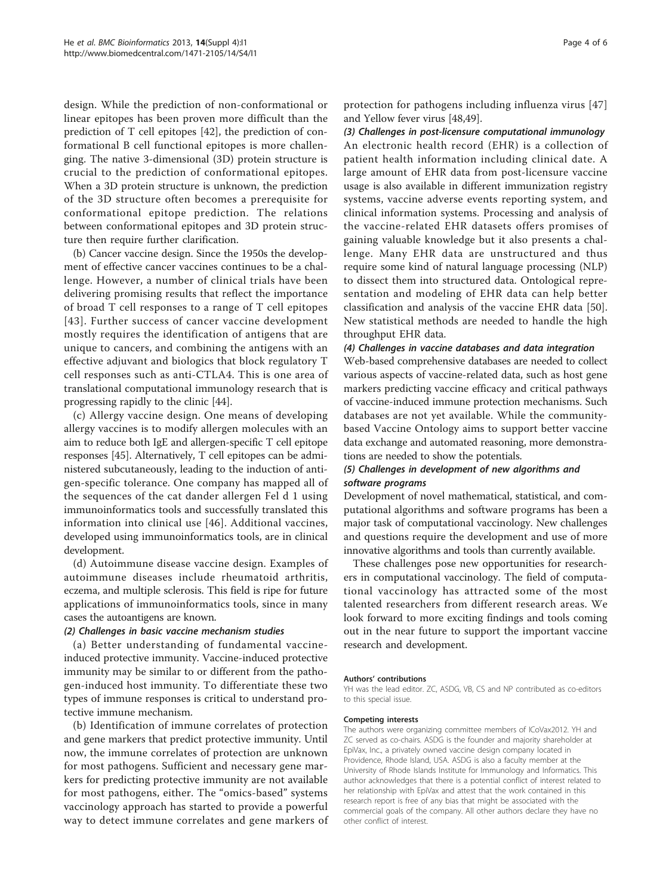design. While the prediction of non-conformational or linear epitopes has been proven more difficult than the prediction of T cell epitopes [42], the prediction of conformational B cell functional epitopes is more challenging. The native 3-dimensional (3D) protein structure is crucial to the prediction of conformational epitopes. When a 3D protein structure is unknown, the prediction of the 3D structure often becomes a prerequisite for conformational epitope prediction. The relations between conformational epitopes and 3D protein structure then require further clarification.

(b) Cancer vaccine design. Since the 1950s the development of effective cancer vaccines continues to be a challenge. However, a number of clinical trials have been delivering promising results that reflect the importance of broad T cell responses to a range of T cell epitopes [43]. Further success of cancer vaccine development mostly requires the identification of antigens that are unique to cancers, and combining the antigens with an effective adjuvant and biologics that block regulatory T cell responses such as anti-CTLA4. This is one area of translational computational immunology research that is progressing rapidly to the clinic [44].

(c) Allergy vaccine design. One means of developing allergy vaccines is to modify allergen molecules with an aim to reduce both IgE and allergen-specific T cell epitope responses [45]. Alternatively, T cell epitopes can be administered subcutaneously, leading to the induction of antigen-specific tolerance. One company has mapped all of the sequences of the cat dander allergen Fel d 1 using immunoinformatics tools and successfully translated this information into clinical use [46]. Additional vaccines, developed using immunoinformatics tools, are in clinical development.

(d) Autoimmune disease vaccine design. Examples of autoimmune diseases include rheumatoid arthritis, eczema, and multiple sclerosis. This field is ripe for future applications of immunoinformatics tools, since in many cases the autoantigens are known.

***(2) Challenges in basic vaccine mechanism studies***

(a) Better understanding of fundamental vaccine-induced protective immunity. Vaccine-induced protective immunity may be similar to or different from the pathogen-induced host immunity. To differentiate these two types of immune responses is critical to understand protective immune mechanism.

(b) Identification of immune correlates of protection and gene markers that predict protective immunity. Until now, the immune correlates of protection are unknown for most pathogens. Sufficient and necessary gene markers for predicting protective immunity are not available for most pathogens, either. The "omics-based" systems vaccinology approach has started to provide a powerful way to detect immune correlates and gene markers of protection for pathogens including influenza virus [47] and Yellow fever virus [48,49].

***(3) Challenges in post-licensure computational immunology***

An electronic health record (EHR) is a collection of patient health information including clinical date. A large amount of EHR data from post-licensure vaccine usage is also available in different immunization registry systems, vaccine adverse events reporting system, and clinical information systems. Processing and analysis of the vaccine-related EHR datasets offers promises of gaining valuable knowledge but it also presents a challenge. Many EHR data are unstructured and thus require some kind of natural language processing (NLP) to dissect them into structured data. Ontological representation and modeling of EHR data can help better classification and analysis of the vaccine EHR data [50]. New statistical methods are needed to handle the high throughput EHR data.

***(4) Challenges in vaccine databases and data integration***

Web-based comprehensive databases are needed to collect various aspects of vaccine-related data, such as host gene markers predicting vaccine efficacy and critical pathways of vaccine-induced immune protection mechanisms. Such databases are not yet available. While the community-based Vaccine Ontology aims to support better vaccine data exchange and automated reasoning, more demonstrations are needed to show the potentials.

***(5) Challenges in development of new algorithms and software programs***

Development of novel mathematical, statistical, and computational algorithms and software programs has been a major task of computational vaccinology. New challenges and questions require the development and use of more innovative algorithms and tools than currently available.

These challenges pose new opportunities for researchers in computational vaccinology. The field of computational vaccinology has attracted some of the most talented researchers from different research areas. We look forward to more exciting findings and tools coming out in the near future to support the important vaccine research and development.

#### Authors' contributions

YH was the lead editor. ZC, ASDG, VB, CS and NP contributed as co-editors to this special issue.

#### Competing interests

The authors were organizing committee members of ICoVax2012. YH and ZC served as co-chairs. ASDG is the founder and majority shareholder at EpiVax, Inc., a privately owned vaccine design company located in Providence, Rhode Island, USA. ASDG is also a faculty member at the University of Rhode Islands Institute for Immunology and Informatics. This author acknowledges that there is a potential conflict of interest related to her relationship with EpiVax and attest that the work contained in this research report is free of any bias that might be associated with the commercial goals of the company. All other authors declare they have no other conflict of interest.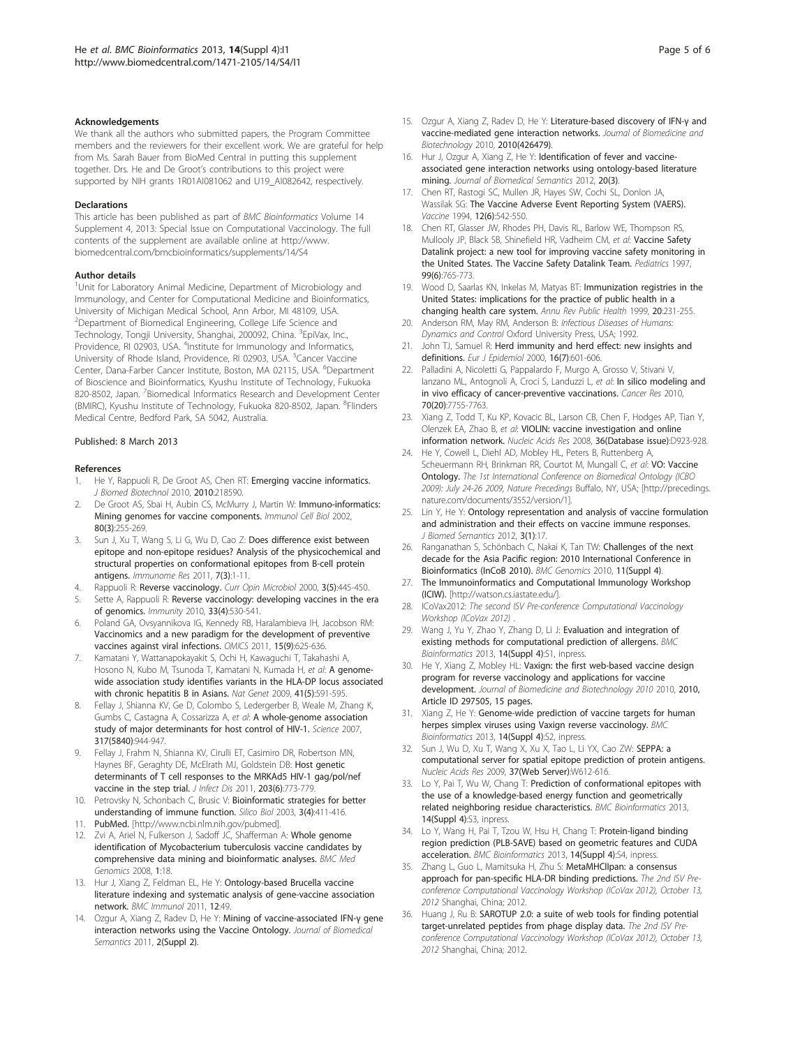### Acknowledgements

We thank all the authors who submitted papers, the Program Committee members and the reviewers for their excellent work. We are grateful for help from Ms. Sarah Bauer from BioMed Central in putting this supplement together. Drs. He and De Groot's contributions to this project were supported by NIH grants 1R01AI081062 and U19_AI082642, respectively.

### Declarations

This article has been published as part of *BMC Bioinformatics* Volume 14 Supplement 4, 2013: Special Issue on Computational Vaccinology. The full contents of the supplement are available online at http://www.biomedcentral.com/bmcbioinformatics/supplements/14/S4

### Author details

[1]Unit for Laboratory Animal Medicine, Department of Microbiology and Immunology, and Center for Computational Medicine and Bioinformatics, University of Michigan Medical School, Ann Arbor, MI 48109, USA. [2]Department of Biomedical Engineering, College Life Science and Technology, Tongji University, Shanghai, 200092, China. [3]EpiVax, Inc., Providence, RI 02903, USA. [4]Institute for Immunology and Informatics, University of Rhode Island, Providence, RI 02903, USA. [5]Cancer Vaccine Center, Dana-Farber Cancer Institute, Boston, MA 02115, USA. [6]Department of Bioscience and Bioinformatics, Kyushu Institute of Technology, Fukuoka 820-8502, Japan. [7]Biomedical Informatics Research and Development Center (BMIRC), Kyushu Institute of Technology, Fukuoka 820-8502, Japan. [8]Flinders Medical Centre, Bedford Park, SA 5042, Australia.

Published: 8 March 2013

### References

1. He Y, Rappuoli R, De Groot AS, Chen RT: **Emerging vaccine informatics.** *J Biomed Biotechnol* 2010, **2010**:218590.
2. De Groot AS, Sbai H, Aubin CS, McMurry J, Martin W: **Immuno-informatics: Mining genomes for vaccine components.** *Immunol Cell Biol* 2002, **80(3)**:255-269.
3. Sun J, Xu T, Wang S, Li G, Wu D, Cao Z: **Does difference exist between epitope and non-epitope residues? Analysis of the physicochemical and structural properties on conformational epitopes from B-cell protein antigens.** *Immunome Res* 2011, **7(3)**:1-11.
4. Rappuoli R: **Reverse vaccinology.** *Curr Opin Microbiol* 2000, **3(5)**:445-450.
5. Sette A, Rappuoli R: **Reverse vaccinology: developing vaccines in the era of genomics.** *Immunity* 2010, **33(4)**:530-541.
6. Poland GA, Ovsyannikova IG, Kennedy RB, Haralambieva IH, Jacobson RM: **Vaccinomics and a new paradigm for the development of preventive vaccines against viral infections.** *OMICS* 2011, **15(9)**:625-636.
7. Kamatani Y, Wattanapokayakit S, Ochi H, Kawaguchi T, Takahashi A, Hosono N, Kubo M, Tsunoda T, Kamatani N, Kumada H, *et al*: **A genome-wide association study identifies variants in the HLA-DP locus associated with chronic hepatitis B in Asians.** *Nat Genet* 2009, **41(5)**:591-595.
8. Fellay J, Shianna KV, Ge D, Colombo S, Ledergerber B, Weale M, Zhang K, Gumbs C, Castagna A, Cossarizza A, *et al*: **A whole-genome association study of major determinants for host control of HIV-1.** *Science* 2007, **317(5840)**:944-947.
9. Fellay J, Frahm N, Shianna KV, Cirulli ET, Casimiro DR, Robertson MN, Haynes BF, Geraghty DE, McElrath MJ, Goldstein DB: **Host genetic determinants of T cell responses to the MRKAd5 HIV-1 gag/pol/nef vaccine in the step trial.** *J Infect Dis* 2011, **203(6)**:773-779.
10. Petrovsky N, Schonbach C, Brusic V: **Bioinformatic strategies for better understanding of immune function.** *Silico Biol* 2003, **3(4)**:411-416.
11. **PubMed.** [http://www.ncbi.nlm.nih.gov/pubmed].
12. Zvi A, Ariel N, Fulkerson J, Sadoff JC, Shafferman A: **Whole genome identification of Mycobacterium tuberculosis vaccine candidates by comprehensive data mining and bioinformatic analyses.** *BMC Med Genomics* 2008, **1**:18.
13. Hur J, Xiang Z, Feldman EL, He Y: **Ontology-based Brucella vaccine literature indexing and systematic analysis of gene-vaccine association network.** *BMC Immunol* 2011, **12**:49.
14. Ozgur A, Xiang Z, Radev D, He Y: **Mining of vaccine-associated IFN-γ gene interaction networks using the Vaccine Ontology.** *Journal of Biomedical Semantics* 2011, **2(Suppl 2)**.
15. Ozgur A, Xiang Z, Radev D, He Y: **Literature-based discovery of IFN-γ and vaccine-mediated gene interaction networks.** *Journal of Biomedicine and Biotechnology* 2010, **2010(426479)**.
16. Hur J, Ozgur A, Xiang Z, He Y: **Identification of fever and vaccine-associated gene interaction networks using ontology-based literature mining.** *Journal of Biomedical Semantics* 2012, **20(3)**.
17. Chen RT, Rastogi SC, Mullen JR, Hayes SW, Cochi SL, Donlon JA, Wassilak SG: **The Vaccine Adverse Event Reporting System (VAERS).** *Vaccine* 1994, **12(6)**:542-550.
18. Chen RT, Glasser JW, Rhodes PH, Davis RL, Barlow WE, Thompson RS, Mullooly JP, Black SB, Shinefield HR, Vadheim CM, *et al*: **Vaccine Safety Datalink project: a new tool for improving vaccine safety monitoring in the United States. The Vaccine Safety Datalink Team.** *Pediatrics* 1997, **99(6)**:765-773.
19. Wood D, Saarlas KN, Inkelas M, Matyas BT: **Immunization registries in the United States: implications for the practice of public health in a changing health care system.** *Annu Rev Public Health* 1999, **20**:231-255.
20. Anderson RM, May RM, Anderson B: *Infectious Diseases of Humans: Dynamics and Control* Oxford University Press, USA; 1992.
21. John TJ, Samuel R: **Herd immunity and herd effect: new insights and definitions.** *Eur J Epidemiol* 2000, **16(7)**:601-606.
22. Palladini A, Nicoletti G, Pappalardo F, Murgo A, Grosso V, Stivani V, Ianzano ML, Antognoli A, Croci S, Landuzzi L, *et al*: **In silico modeling and in vivo efficacy of cancer-preventive vaccinations.** *Cancer Res* 2010, **70(20)**:7755-7763.
23. Xiang Z, Todd T, Ku KP, Kovacic BL, Larson CB, Chen F, Hodges AP, Tian Y, Olenzek EA, Zhao B, *et al*: **VIOLIN: vaccine investigation and online information network.** *Nucleic Acids Res* 2008, **36(Database issue)**:D923-928.
24. He Y, Cowell L, Diehl AD, Mobley HL, Peters B, Ruttenberg A, Scheuermann RH, Brinkman RR, Courtot M, Mungall C, *et al*: **VO: Vaccine Ontology.** *The 1st International Conference on Biomedical Ontology (ICBO 2009): July 24-26 2009, Nature Precedings* Buffalo, NY, USA; [http://precedings.nature.com/documents/3552/version/1].
25. Lin Y, He Y: **Ontology representation and analysis of vaccine formulation and administration and their effects on vaccine immune responses.** *J Biomed Semantics* 2012, **3(1)**:17.
26. Ranganathan S, Schönbach C, Nakai K, Tan TW: **Challenges of the next decade for the Asia Pacific region: 2010 International Conference in Bioinformatics (InCoB 2010).** *BMC Genomics* 2010, **11(Suppl 4)**.
27. **The Immunoinformatics and Computational Immunology Workshop (ICIW).** [http://watson.cs.iastate.edu/].
28. ICoVax2012: *The second ISV Pre-conference Computational Vaccinology Workshop (ICoVax 2012)* .
29. Wang J, Yu Y, Zhao Y, Zhang D, Li J: **Evaluation and integration of existing methods for computational prediction of allergens.** *BMC Bioinformatics* 2013, **14(Suppl 4)**:S1, inpress.
30. He Y, Xiang Z, Mobley HL: **Vaxign: the first web-based vaccine design program for reverse vaccinology and applications for vaccine development.** *Journal of Biomedicine and Biotechnology 2010* 2010, **2010, Article ID 297505, 15 pages.**
31. Xiang Z, He Y: **Genome-wide prediction of vaccine targets for human herpes simplex viruses using Vaxign reverse vaccinology.** *BMC Bioinformatics* 2013, **14(Suppl 4)**:S2, inpress.
32. Sun J, Wu D, Xu T, Wang X, Xu X, Tao L, Li YX, Cao ZW: **SEPPA: a computational server for spatial epitope prediction of protein antigens.** *Nucleic Acids Res* 2009, **37(Web Server)**:W612-616.
33. Lo Y, Pai T, Wu W, Chang T: **Prediction of conformational epitopes with the use of a knowledge-based energy function and geometrically related neighboring residue characteristics.** *BMC Bioinformatics* 2013, **14(Suppl 4)**:S3, inpress.
34. Lo Y, Wang H, Pai T, Tzou W, Hsu H, Chang T: **Protein-ligand binding region prediction (PLB-SAVE) based on geometric features and CUDA acceleration.** *BMC Bioinformatics* 2013, **14(Suppl 4)**:S4, inpress.
35. Zhang L, Guo L, Mamitsuka H, Zhu S: **MetaMHCIIpan: a consensus approach for pan-specific HLA-DR binding predictions.** *The 2nd ISV Pre-conference Computational Vaccinology Workshop (ICoVax 2012), October 13, 2012* Shanghai, China; 2012.
36. Huang J, Ru B: **SAROTUP 2.0: a suite of web tools for finding potential target-unrelated peptides from phage display data.** *The 2nd ISV Pre-conference Computational Vaccinology Workshop (ICoVax 2012), October 13, 2012* Shanghai, China; 2012.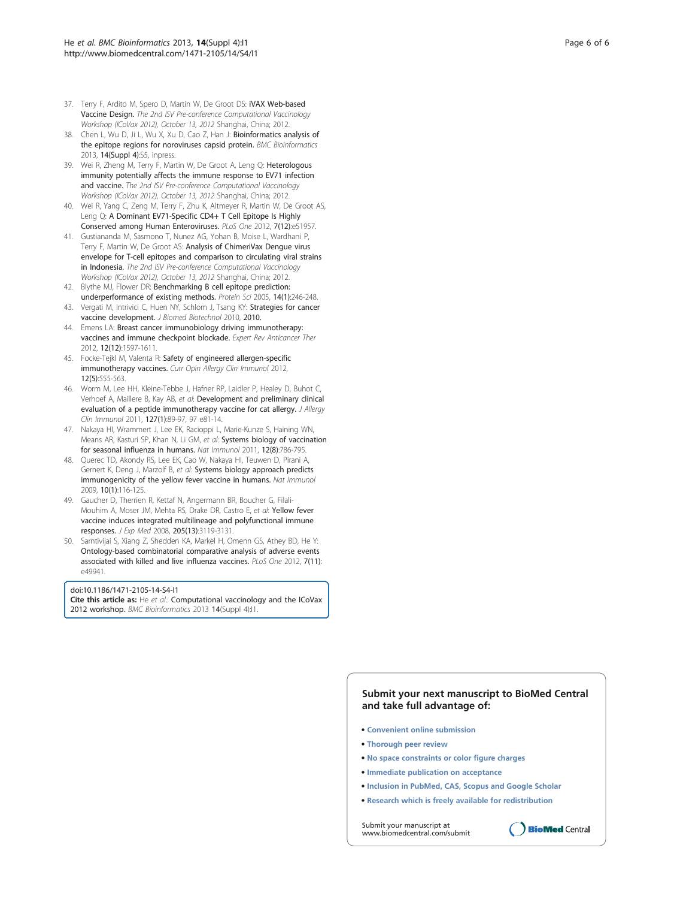37. Terry F, Ardito M, Spero D, Martin W, De Groot DS: **iVAX Web-based Vaccine Design.** *The 2nd ISV Pre-conference Computational Vaccinology Workshop (ICoVax 2012), October 13, 2012* Shanghai, China; 2012.
38. Chen L, Wu D, Ji L, Wu X, Xu D, Cao Z, Han J: **Bioinformatics analysis of the epitope regions for noroviruses capsid protein.** *BMC Bioinformatics* 2013, **14(Suppl 4)**:S5, inpress.
39. Wei R, Zheng M, Terry F, Martin W, De Groot A, Leng Q: **Heterologous immunity potentially affects the immune response to EV71 infection and vaccine.** *The 2nd ISV Pre-conference Computational Vaccinology Workshop (ICoVax 2012), October 13, 2012* Shanghai, China; 2012.
40. Wei R, Yang C, Zeng M, Terry F, Zhu K, Altmeyer R, Martin W, De Groot AS, Leng Q: **A Dominant EV71-Specific CD4+ T Cell Epitope Is Highly Conserved among Human Enteroviruses.** *PLoS One* 2012, **7(12)**:e51957.
41. Gustiananda M, Sasmono T, Nunez AG, Yohan B, Moise L, Wardhani P, Terry F, Martin W, De Groot AS: **Analysis of ChimeriVax Dengue virus envelope for T-cell epitopes and comparison to circulating viral strains in Indonesia.** *The 2nd ISV Pre-conference Computational Vaccinology Workshop (ICoVax 2012), October 13, 2012* Shanghai, China; 2012.
42. Blythe MJ, Flower DR: **Benchmarking B cell epitope prediction: underperformance of existing methods.** *Protein Sci* 2005, **14(1)**:246-248.
43. Vergati M, Intrivici C, Huen NY, Schlom J, Tsang KY: **Strategies for cancer vaccine development.** *J Biomed Biotechnol* 2010, **2010.**
44. Emens LA: **Breast cancer immunobiology driving immunotherapy: vaccines and immune checkpoint blockade.** *Expert Rev Anticancer Ther* 2012, **12(12)**:1597-1611.
45. Focke-Tejkl M, Valenta R: **Safety of engineered allergen-specific immunotherapy vaccines.** *Curr Opin Allergy Clin Immunol* 2012, **12(5)**:555-563.
46. Worm M, Lee HH, Kleine-Tebbe J, Hafner RP, Laidler P, Healey D, Buhot C, Verhoef A, Maillere B, Kay AB, *et al*: **Development and preliminary clinical evaluation of a peptide immunotherapy vaccine for cat allergy.** *J Allergy Clin Immunol* 2011, **127(1)**:89-97, 97 e81-14.
47. Nakaya HI, Wrammert J, Lee EK, Racioppi L, Marie-Kunze S, Haining WN, Means AR, Kasturi SP, Khan N, Li GM, *et al*: **Systems biology of vaccination for seasonal influenza in humans.** *Nat Immunol* 2011, **12(8)**:786-795.
48. Querec TD, Akondy RS, Lee EK, Cao W, Nakaya HI, Teuwen D, Pirani A, Gernert K, Deng J, Marzolf B, *et al*: **Systems biology approach predicts immunogenicity of the yellow fever vaccine in humans.** *Nat Immunol* 2009, **10(1)**:116-125.
49. Gaucher D, Therrien R, Kettaf N, Angermann BR, Boucher G, Filali-Mouhim A, Moser JM, Mehta RS, Drake DR, Castro E, *et al*: **Yellow fever vaccine induces integrated multilineage and polyfunctional immune responses.** *J Exp Med* 2008, **205(13)**:3119-3131.
50. Sarntivijai S, Xiang Z, Shedden KA, Markel H, Omenn GS, Athey BD, He Y: **Ontology-based combinatorial comparative analysis of adverse events associated with killed and live influenza vaccines.** *PLoS One* 2012, **7(11)**: e49941.

doi:10.1186/1471-2105-14-S4-I1
**Cite this article as:** He *et al.*: Computational vaccinology and the ICoVax 2012 workshop. *BMC Bioinformatics* 2013 **14**(Suppl 4):I1.

**Submit your next manuscript to BioMed Central and take full advantage of:**

- Convenient online submission
- Thorough peer review
- No space constraints or color figure charges
- Immediate publication on acceptance
- Inclusion in PubMed, CAS, Scopus and Google Scholar
- Research which is freely available for redistribution

Submit your manuscript at
www.biomedcentral.com/submit

BioMed Central